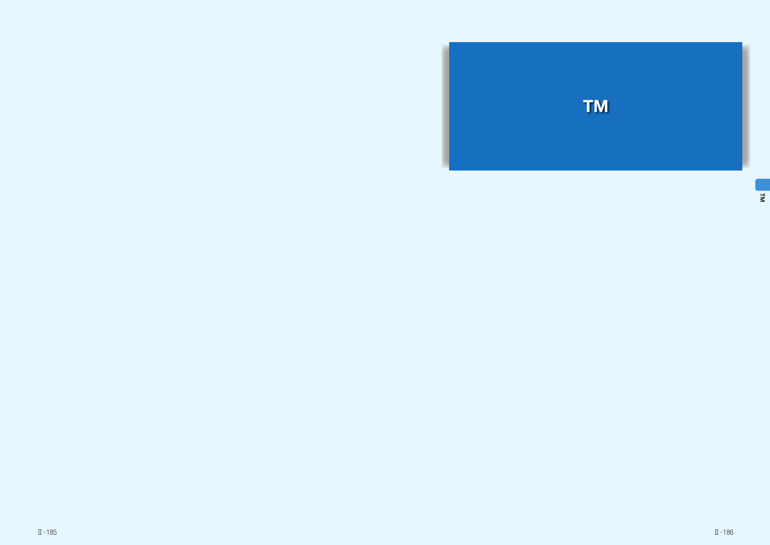# TM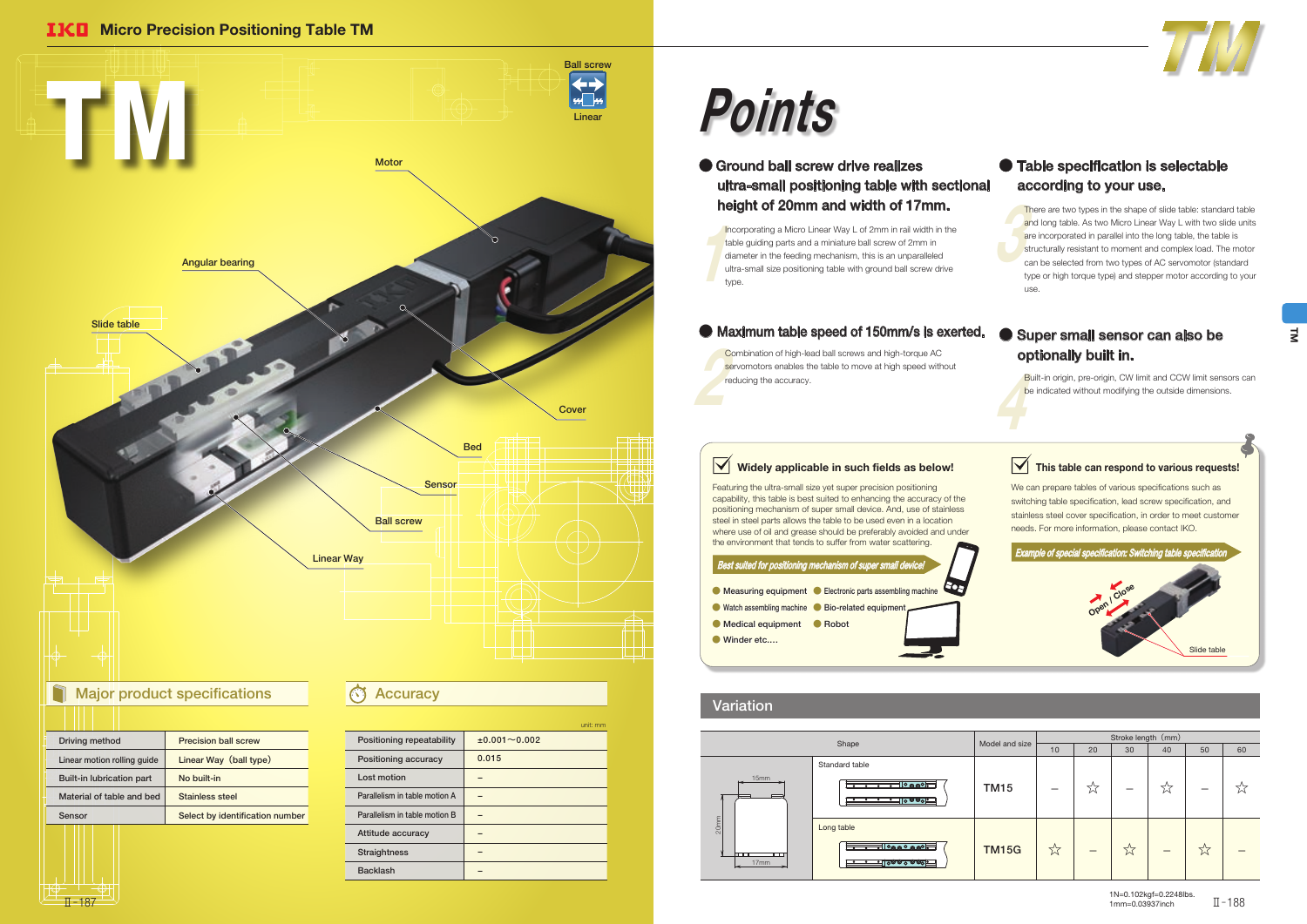# Micro Precision Positioning Table TM

# TM

Ball screw
Linear

Motor
Angular bearing
Slide table
Cover
Bed
Sensor
Ball screw
Linear Way

## Major product specifications

| | |
|---|---|
| Driving method | Precision ball screw |
| Linear motion rolling guide | Linear Way (ball type) |
| Built-in lubrication part | No built-in |
| Material of table and bed | Stainless steel |
| Sensor | Select by identification number |

## Accuracy

unit: mm

| | |
|---|---|
| Positioning repeatability | ±0.001～0.002 |
| Positioning accuracy | 0.015 |
| Lost motion | – |
| Parallelism in table motion A | – |
| Parallelism in table motion B | – |
| Attitude accuracy | – |
| Straightness | – |
| Backlash | – |

# Points

### 1 Ground ball screw drive realizes ultra-small positioning table with sectional height of 20mm and width of 17mm.

Incorporating a Micro Linear Way L of 2mm in rail width in the table guiding parts and a miniature ball screw of 2mm in diameter in the feeding mechanism, this is an unparalleled ultra-small size positioning table with ground ball screw drive type.

### 2 Maximum table speed of 150mm/s is exerted.

Combination of high-lead ball screws and high-torque AC servomotors enables the table to move at high speed without reducing the accuracy.

### 3 Table specification is selectable according to your use.

There are two types in the shape of slide table: standard table and long table. As two Micro Linear Way L with two slide units are incorporated in parallel into the long table, the table is structurally resistant to moment and complex load. The motor can be selected from two types of AC servomotor (standard type or high torque type) and stepper motor according to your use.

### 4 Super small sensor can also be optionally built in.

Built-in origin, pre-origin, CW limit and CCW limit sensors can be indicated without modifying the outside dimensions.

### Widely applicable in such fields as below!

Featuring the ultra-small size yet super precision positioning capability, this table is best suited to enhancing the accuracy of the positioning mechanism of super small device. And, use of stainless steel in steel parts allows the table to be used even in a location where use of oil and grease should be preferably avoided and under the environment that tends to suffer from water scattering.

*Best suited for positioning mechanism of super small device!*

- Measuring equipment
- Electronic parts assembling machine
- Watch assembling machine
- Bio-related equipment
- Medical equipment
- Robot
- Winder etc....

### This table can respond to various requests!

We can prepare tables of various specifications such as switching table specification, lead screw specification, and stainless steel cover specification, in order to meet customer needs. For more information, please contact IKO.

*Example of special specification: Switching table specification*

Open / Close
Slide table

## Variation

| Shape | | Model and size | Stroke length (mm) 10 | 20 | 30 | 40 | 50 | 60 |
|---|---|---|---|---|---|---|---|---|
| 15mm / 20mm / 17mm | Standard table | TM15 | – | ☆ | – | ☆ | – | ☆ |
| | Long table | TM15G | ☆ | – | ☆ | – | ☆ | – |

1N=0.102kgf=0.2248lbs.
1mm=0.03937inch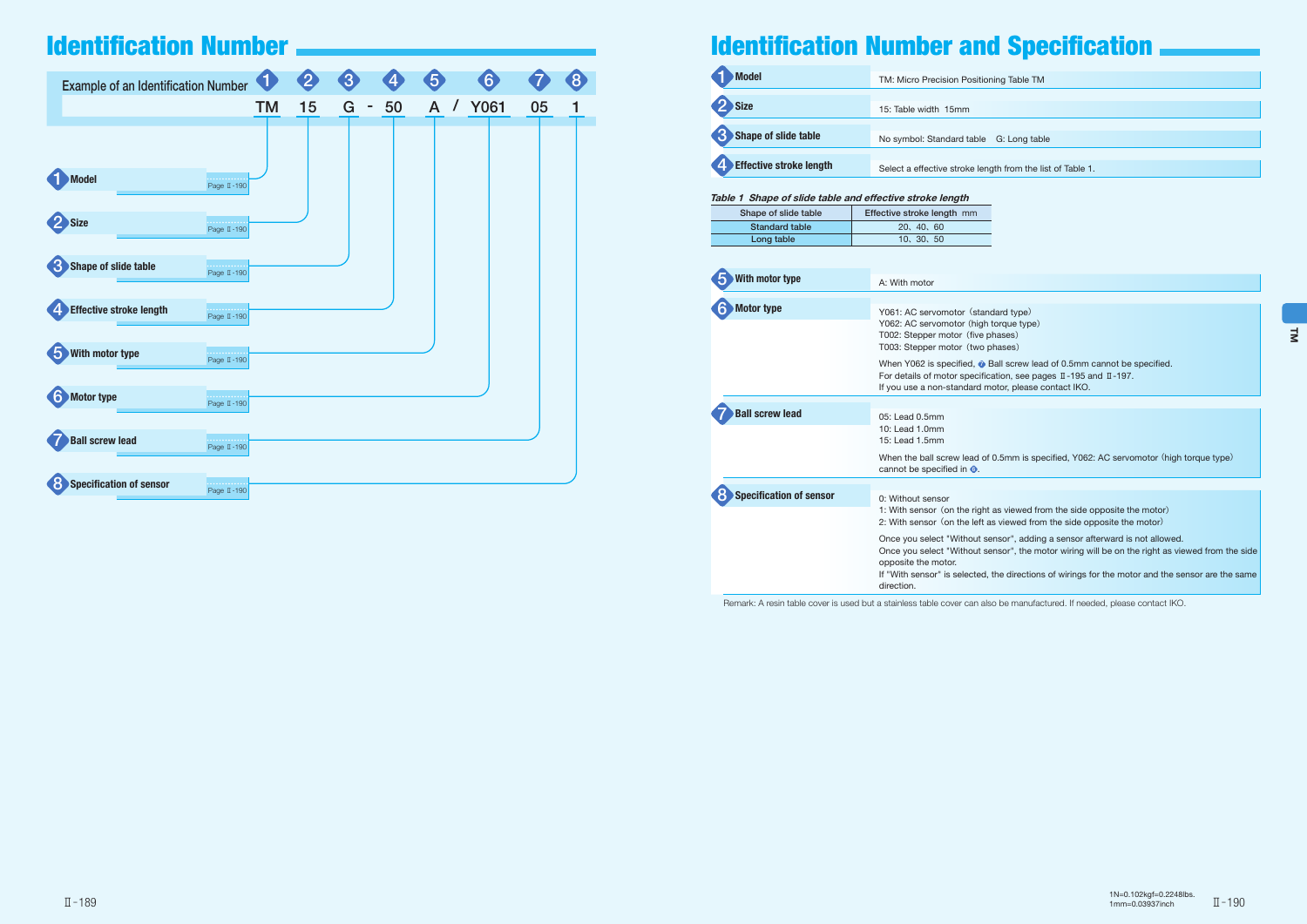# Identification Number

| Example of an Identification Number | 1 | 2 | 3 | | 4 | 5 | | 6 | 7 | 8 |
|---|---|---|---|---|---|---|---|---|---|---|
| | TM | 15 | G | - | 50 | A | / | Y061 | 05 | 1 |

1. **Model** — Page Ⅱ-190
2. **Size** — Page Ⅱ-190
3. **Shape of slide table** — Page Ⅱ-190
4. **Effective stroke length** — Page Ⅱ-190
5. **With motor type** — Page Ⅱ-190
6. **Motor type** — Page Ⅱ-190
7. **Ball screw lead** — Page Ⅱ-190
8. **Specification of sensor** — Page Ⅱ-190

# Identification Number and Specification

**1 Model**

TM: Micro Precision Positioning Table TM

**2 Size**

15: Table width 15mm

**3 Shape of slide table**

No symbol: Standard table G: Long table

**4 Effective stroke length**

Select a effective stroke length from the list of Table 1.

*Table 1 Shape of slide table and effective stroke length*

| Shape of slide table | Effective stroke length mm |
|---|---|
| Standard table | 20、40、60 |
| Long table | 10、30、50 |

**5 With motor type**

A: With motor

**6 Motor type**

Y061: AC servomotor (standard type)
Y062: AC servomotor (high torque type)
T002: Stepper motor (five phases)
T003: Stepper motor (two phases)

When Y062 is specified, 7 Ball screw lead of 0.5mm cannot be specified.
For details of motor specification, see pages Ⅱ-195 and Ⅱ-197.
If you use a non-standard motor, please contact IKO.

**7 Ball screw lead**

05: Lead 0.5mm
10: Lead 1.0mm
15: Lead 1.5mm

When the ball screw lead of 0.5mm is specified, Y062: AC servomotor (high torque type) cannot be specified in 6.

**8 Specification of sensor**

0: Without sensor
1: With sensor (on the right as viewed from the side opposite the motor)
2: With sensor (on the left as viewed from the side opposite the motor)

Once you select "Without sensor", adding a sensor afterward is not allowed.
Once you select "Without sensor", the motor wiring will be on the right as viewed from the side opposite the motor.
If "With sensor" is selected, the directions of wirings for the motor and the sensor are the same direction.

Remark: A resin table cover is used but a stainless table cover can also be manufactured. If needed, please contact IKO.

1N=0.102kgf=0.2248lbs.
1mm=0.03937inch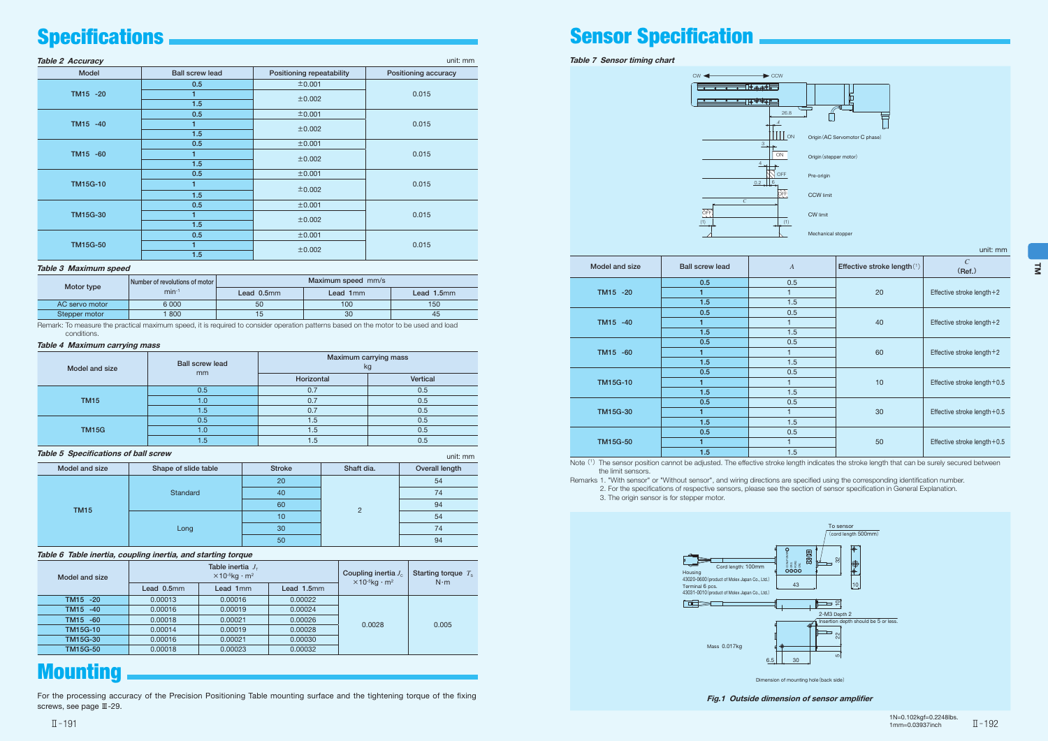# Specifications

*Table 2 Accuracy*

unit: mm

| Model | Ball screw lead | Positioning repeatability | Positioning accuracy |
|---|---|---|---|
| TM15 -20 | 0.5 | ±0.001 | 0.015 |
| | 1 | ±0.002 | |
| | 1.5 | | |
| TM15 -40 | 0.5 | ±0.001 | 0.015 |
| | 1 | ±0.002 | |
| | 1.5 | | |
| TM15 -60 | 0.5 | ±0.001 | 0.015 |
| | 1 | ±0.002 | |
| | 1.5 | | |
| TM15G-10 | 0.5 | ±0.001 | 0.015 |
| | 1 | ±0.002 | |
| | 1.5 | | |
| TM15G-30 | 0.5 | ±0.001 | 0.015 |
| | 1 | ±0.002 | |
| | 1.5 | | |
| TM15G-50 | 0.5 | ±0.001 | 0.015 |
| | 1 | ±0.002 | |
| | 1.5 | | |

*Table 3 Maximum speed*

| Motor type | Number of revolutions of motor | Maximum speed mm/s | | |
|---|---|---|---|---|
| | $min^{-1}$ | Lead 0.5mm | Lead 1mm | Lead 1.5mm |
| AC servo motor | 6 000 | 50 | 100 | 150 |
| Stepper motor | 1 800 | 15 | 30 | 45 |

Remark: To measure the practical maximum speed, it is required to consider operation patterns based on the motor to be used and load conditions.

*Table 4 Maximum carrying mass*

| Model and size | Ball screw lead mm | Maximum carrying mass kg | |
|---|---|---|---|
| | | Horizontal | Vertical |
| TM15 | 0.5 | 0.7 | 0.5 |
| | 1.0 | 0.7 | 0.5 |
| | 1.5 | 0.7 | 0.5 |
| TM15G | 0.5 | 1.5 | 0.5 |
| | 1.0 | 1.5 | 0.5 |
| | 1.5 | 1.5 | 0.5 |

*Table 5 Specifications of ball screw*

unit: mm

| Model and size | Shape of slide table | Stroke | Shaft dia. | Overall length |
|---|---|---|---|---|
| TM15 | Standard | 20 | 2 | 54 |
| | | 40 | | 74 |
| | | 60 | | 94 |
| | Long | 10 | | 54 |
| | | 30 | | 74 |
| | | 50 | | 94 |

*Table 6 Table inertia, coupling inertia, and starting torque*

| Model and size | Table inertia $J_T$ $\times10^{-5}$kg · m² | | | Coupling inertia $J_C$ $\times10^{-5}$kg · m² | Starting torque $T_S$ N·m |
|---|---|---|---|---|---|
| | Lead 0.5mm | Lead 1mm | Lead 1.5mm | | |
| TM15 -20 | 0.00013 | 0.00016 | 0.00022 | 0.0028 | 0.005 |
| TM15 -40 | 0.00016 | 0.00019 | 0.00024 | | |
| TM15 -60 | 0.00018 | 0.00021 | 0.00026 | | |
| TM15G-10 | 0.00014 | 0.00019 | 0.00028 | | |
| TM15G-30 | 0.00016 | 0.00021 | 0.00030 | | |
| TM15G-50 | 0.00018 | 0.00023 | 0.00032 | | |

# Mounting

For the processing accuracy of the Precision Positioning Table mounting surface and the tightening torque of the fixing screws, see page Ⅲ-29.

# Sensor Specification

*Table 7 Sensor timing chart*

CW / CCW

26.8

ON — Origin (AC Servomotor C phase)

ON — Origin (stepper motor)

OFF — Pre-origin

OFF — CCW limit

OFF — CW limit

Mechanical stopper

unit: mm

| Model and size | Ball screw lead | $A$ | Effective stroke length[1] | $C$ (Ref.) |
|---|---|---|---|---|
| TM15 -20 | 0.5 | 0.5 | 20 | Effective stroke length+2 |
| | 1 | 1 | | |
| | 1.5 | 1.5 | | |
| TM15 -40 | 0.5 | 0.5 | 40 | Effective stroke length+2 |
| | 1 | 1 | | |
| | 1.5 | 1.5 | | |
| TM15 -60 | 0.5 | 0.5 | 60 | Effective stroke length+2 |
| | 1 | 1 | | |
| | 1.5 | 1.5 | | |
| TM15G-10 | 0.5 | 0.5 | 10 | Effective stroke length+0.5 |
| | 1 | 1 | | |
| | 1.5 | 1.5 | | |
| TM15G-30 | 0.5 | 0.5 | 30 | Effective stroke length+0.5 |
| | 1 | 1 | | |
| | 1.5 | 1.5 | | |
| TM15G-50 | 0.5 | 0.5 | 50 | Effective stroke length+0.5 |
| | 1 | 1 | | |
| | 1.5 | 1.5 | | |

Note [1] The sensor position cannot be adjusted. The effective stroke length indicates the stroke length that can be surely secured between the limit sensors.

Remarks 1. "With sensor" or "Without sensor", and wiring directions are specified using the corresponding identification number.
2. For the specifications of respective sensors, please see the section of sensor specification in General Explanation.
3. The origin sensor is for stepper motor.

To sensor (cord length 500mm)

Cord length: 100mm

Housing 43020-0600 (product of Molex Japan Co., Ltd.)

Terminal 6 pcs. 43031-0010 (product of Molex Japan Co., Ltd.)

2-M3 Depth 2 Insertion depth should be 5 or less.

Mass 0.017kg

Dimension of mounting hole (back side)

*Fig.1 Outside dimension of sensor amplifier*

1N=0.102kgf=0.2248lbs.
1mm=0.03937inch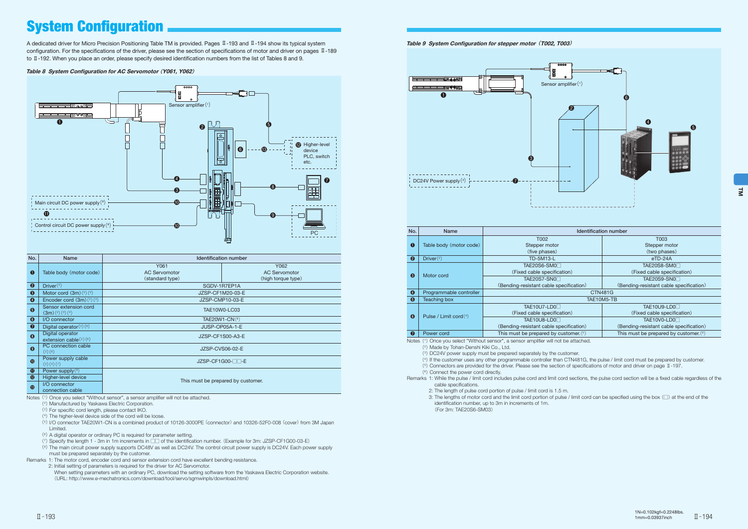# System Configuration

A dedicated driver for Micro Precision Positioning Table TM is provided. Pages Ⅱ-193 and Ⅱ-194 show its typical system configuration. For the specifications of the driver, please see the section of specifications of motor and driver on pages Ⅱ-189 to Ⅱ-192. When you place an order, please specify desired identification numbers from the list of Tables 8 and 9.

***Table 8 System Configuration for AC Servomotor (Y061, Y062)***

| No. | Name | Identification number | |
|---|---|---|---|
| ❶ | Table body (motor code) | Y061<br>AC Servomotor<br>(standard type) | Y062<br>AC Servomotor<br>(high torque type) |
| ❷ | Driver(2) | SGDV-1R7EP1A | |
| ❸ | Motor cord (3m)(2)(3) | JZSP-CF1M20-03-E | |
| ❹ | Encoder cord (3m)(2)(3) | JZSP-CMP10-03-E | |
| ❺ | Sensor extension cord (3m)(2)(3)(4) | TAE10W0-LC03 | |
| ❻ | I/O connector | TAE20W1-CN(5) | |
| ❼ | Digital operator(2)(6) | JUSP-OP05A-1-E | |
| ❽ | Digital operator extension cable(2)(6) | JZSP-CF1S00-A3-E | |
| ❾ | PC connection cable (2)(6) | JZSP-CVS06-02-E | |
| ❿ | Power supply cable (2)(4)(7) | JZSP-CF1G00-□□-E | |
| ⓫ | Power supply(8) | This must be prepared by customer. | |
| ⓬ | Higher-level device | This must be prepared by customer. | |
| ⓭ | I/O connector connection cable | This must be prepared by customer. | |

Notes (1) Once you select "Without sensor", a sensor amplifier will not be attached.
(2) Manufactured by Yaskawa Electric Corporation.
(3) For specific cord length, please contact IKO.
(4) The higher-level device side of the cord will be loose.
(5) I/O connector TAE20W1-CN is a combined product of 10126-3000PE (connector) and 10326-52F0-008 (cover) from 3M Japan Limited.
(6) A digital operator or ordinary PC is required for parameter setting.
(7) Specify the length 1 - 3m in 1m increments in □□ of the identification number. (Example for 3m: JZSP-CF1G00-03-E)
(8) The main circuit power supply supports DC48V as well as DC24V. The control circuit power supply is DC24V. Each power supply must be prepared separately by the customer.

Remarks 1: The motor cord, encoder cord and sensor extension cord have excellent bending resistance.
2: Initial setting of parameters is required for the driver for AC Servomotor.
When setting parameters with an ordinary PC, download the setting software from the Yaskawa Electric Corporation website. (URL: http://www.e-mechatronics.com/download/tool/servo/sgmwinpls/download.html)

***Table 9 System Configuration for stepper motor (T002, T003)***

| No. | Name | Identification number | |
|---|---|---|---|
| ❶ | Table body (motor code) | T002<br>Stepper motor<br>(five phases) | T003<br>Stepper motor<br>(two phases) |
| ❷ | Driver(2) | TD-5M13-L | eTD-24A |
| ❸ | Motor cord | TAE20S6-SM0□<br>(Fixed cable specification) | TAE20S8-SM0□<br>(Fixed cable specification) |
| | | TAE20S7-SN0□<br>(Bending-resistant cable specification) | TAE20S9-SN0□<br>(Bending-resistant cable specification) |
| ❹ | Programmable controller | CTN481G | |
| ❺ | Teaching box | TAE10M5-TB | |
| ❻ | Pulse / Limit cord(4) | TAE10U7-LD0□<br>(Fixed cable specification) | TAE10U9-LD0□<br>(Fixed cable specification) |
| | | TAE10U8-LD0□<br>(Bending-resistant cable specification) | TAE10V0-LD0□<br>(Bending-resistant cable specification) |
| ❼ | Power cord | This must be prepared by customer.(5) | This must be prepared by customer.(6) |

Notes (1) Once you select "Without sensor", a sensor amplifier will not be attached.
(2) Made by Tohan-Denshi Kiki Co., Ltd.
(3) DC24V power supply must be prepared separately by the customer.
(4) If the customer uses any other programmable controller than CTN481G, the pulse / limit cord must be prepared by customer.
(5) Connectors are provided for the driver. Please see the section of specifications of motor and driver on page Ⅱ-197.
(6) Connect the power cord directly.

Remarks 1: While the pulse / limit cord includes pulse cord and limit cord sections, the pulse cord section will be a fixed cable regardless of the cable specifications.
2: The length of pulse cord portion of pulse / limit cord is 1.5 m.
3: The lengths of motor cord and the limit cord portion of pulse / limit cord can be specified using the box (□) at the end of the identification number, up to 3m in increments of 1m.
(For 3m: TAE20S6-SM03)

1N=0.102kgf=0.2248lbs.
1mm=0.03937inch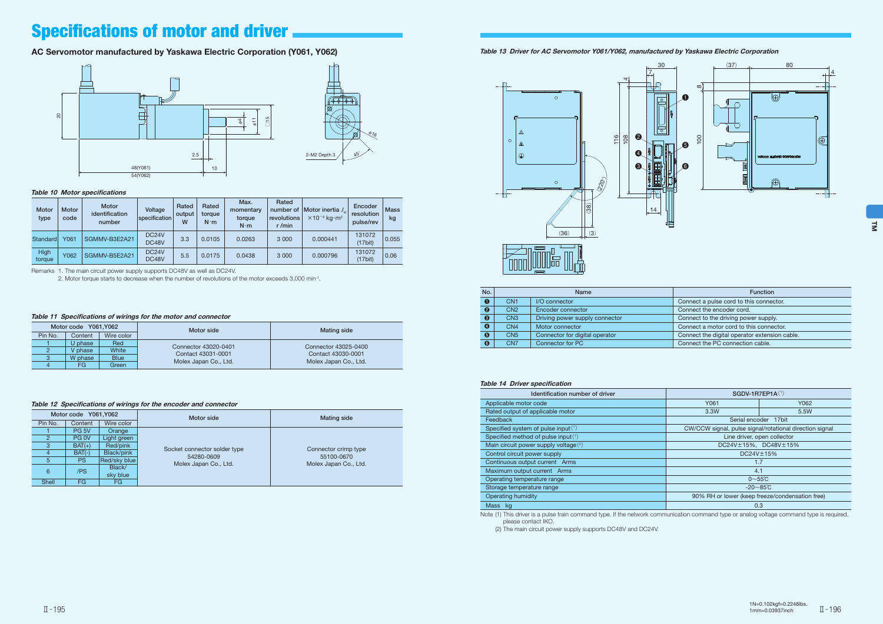# Specifications of motor and driver

## AC Servomotor manufactured by Yaskawa Electric Corporation (Y061, Y062)

*Table 10 Motor specifications*

| Motor type | Motor code | Motor identification number | Voltage specification | Rated output W | Rated torque N·m | Max. momentary torque N·m | Rated number of revolutions r /min | Motor inertia $J_M$ $\times 10^{-4}$ kg·m² | Encoder resolution pulse/rev | Mass kg |
|---|---|---|---|---|---|---|---|---|---|---|
| Standard | Y061 | SGMMV-B3E2A21 | DC24V DC48V | 3.3 | 0.0105 | 0.0263 | 3 000 | 0.000441 | 131072 (17bit) | 0.055 |
| High torque | Y062 | SGMMV-B5E2A21 | DC24V DC48V | 5.5 | 0.0175 | 0.0438 | 3 000 | 0.000796 | 131072 (17bit) | 0.06 |

Remarks 1. The main circuit power supply supports DC48V as well as DC24V.
2. Motor torque starts to decrease when the number of revolutions of the motor exceeds 3,000 min⁻¹.

*Table 11 Specifications of wirings for the motor and connector*

| Motor code Y061,Y062 | | | Motor side | Mating side |
|---|---|---|---|---|
| Pin No. | Content | Wire color | | |
| 1 | U phase | Red | Connector 43020-0401 Contact 43031-0001 Molex Japan Co., Ltd. | Connector 43025-0400 Contact 43030-0001 Molex Japan Co., Ltd. |
| 2 | V phase | White | | |
| 3 | W phase | Blue | | |
| 4 | FG | Green | | |

*Table 12 Specifications of wirings for the encoder and connector*

| Motor code Y061,Y062 | | | Motor side | Mating side |
|---|---|---|---|---|
| Pin No. | Content | Wire color | | |
| 1 | PG 5V | Orange | Socket connector solder type 54280-0609 Molex Japan Co., Ltd. | Connector crimp type 55100-0670 Molex Japan Co., Ltd. |
| 2 | PG 0V | Light green | | |
| 3 | BAT(+) | Red/pink | | |
| 4 | BAT(-) | Black/pink | | |
| 5 | PS | Red/sky blue | | |
| 6 | /PS | Black/ sky blue | | |
| Shell | FG | FG | | |

*Table 13 Driver for AC Servomotor Y061/Y062, manufactured by Yaskawa Electric Corporation*

| No. | Name | | Function |
|---|---|---|---|
| ❶ | CN1 | I/O connector | Connect a pulse cord to this connector. |
| ❷ | CN2 | Encoder connector | Connect the encoder cord. |
| ❸ | CN3 | Driving power supply connector | Connect to the driving power supply. |
| ❹ | CN4 | Motor connector | Connect a motor cord to this connector. |
| ❺ | CN5 | Connector for digital operator | Connect the digital operator extension cable. |
| ❻ | CN7 | Connector for PC | Connect the PC connection cable. |

*Table 14 Driver specification*

| Identification number of driver | SGDV-1R7EP1A(1) | |
|---|---|---|
| Applicable motor code | Y061 | Y062 |
| Rated output of applicable motor | 3.3W | 5.5W |
| Feedback | Serial encoder 17bit | |
| Specified system of pulse input(1) | CW/CCW signal, pulse signal/rotational direction signal | |
| Specified method of pulse input(1) | Line driver, open collector | |
| Main circuit power supply voltage(2) | DC24V±15%, DC48V±15% | |
| Control circuit power supply | DC24V±15% | |
| Continuous output current Arms | 1.7 | |
| Maximum output current Arms | 4.1 | |
| Operating temperature range | 0～55℃ | |
| Storage temperature range | -20～85℃ | |
| Operating humidity | 90% RH or lower (keep freeze/condensation free) | |
| Mass kg | 0.3 | |

Note (1) This driver is a pulse train command type. If the network communication command type or analog voltage command type is required, please contact IKO.
(2) The main circuit power supply supports DC48V and DC24V.

1N=0.102kgf=0.2248lbs.
1mm=0.03937inch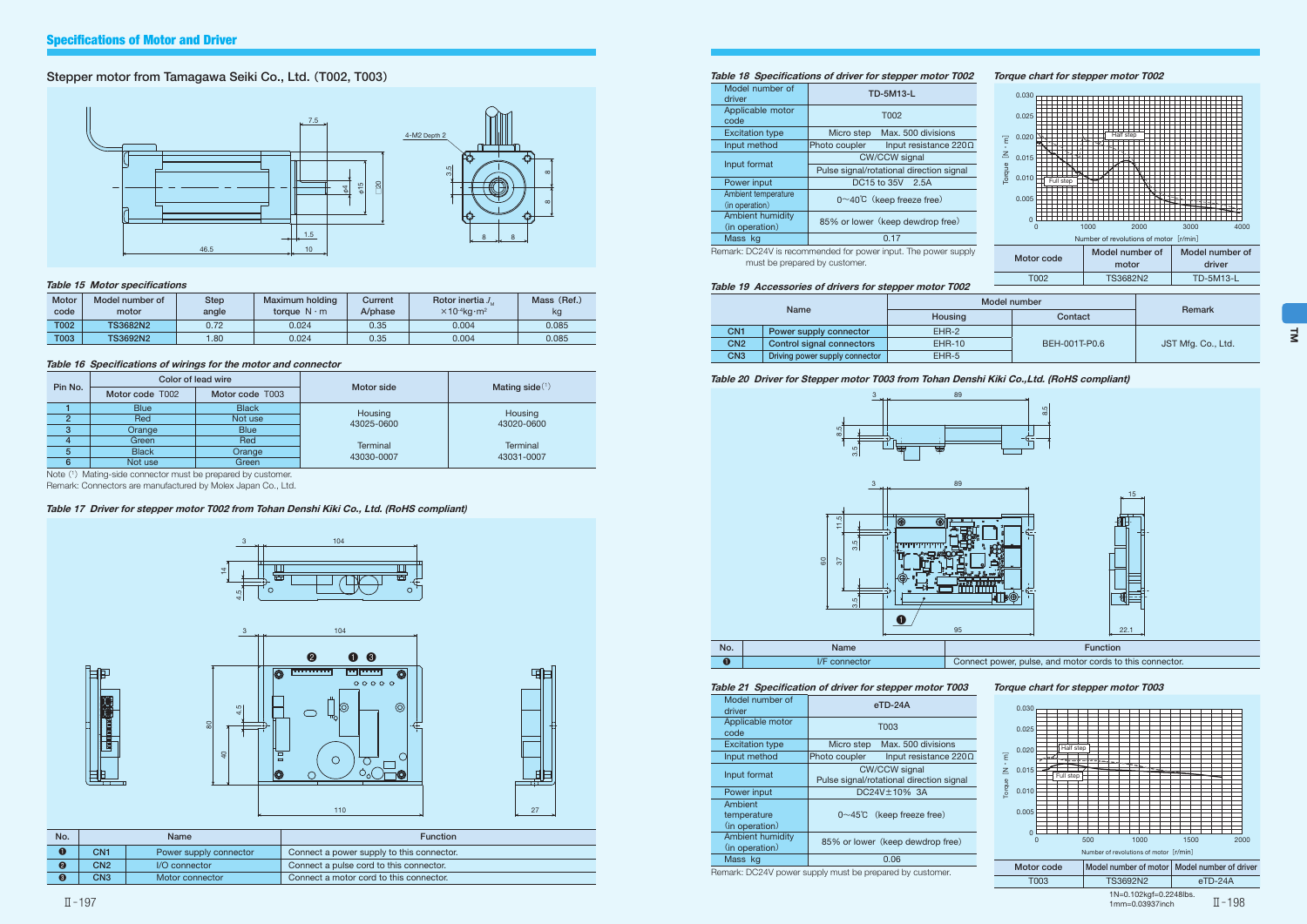## Specifications of Motor and Driver

### Stepper motor from Tamagawa Seiki Co., Ltd. (T002, T003)

*Table 15 Motor specifications*

| Motor code | Model number of motor | Step angle | Maximum holding torque N・m | Current A/phase | Rotor inertia $J_M$ $\times 10^{-4}$kg・m² | Mass (Ref.) kg |
|---|---|---|---|---|---|---|
| T002 | TS3682N2 | 0.72 | 0.024 | 0.35 | 0.004 | 0.085 |
| T003 | TS3692N2 | 1.80 | 0.024 | 0.35 | 0.004 | 0.085 |

*Table 16 Specifications of wirings for the motor and connector*

| Pin No. | Color of lead wire | | Motor side | Mating side(1) |
|---|---|---|---|---|
| | Motor code T002 | Motor code T003 | | |
| 1 | Blue | Black | Housing 43025-0600 | Housing 43020-0600 |
| 2 | Red | Not use | | |
| 3 | Orange | Blue | | |
| 4 | Green | Red | Terminal 43030-0007 | Terminal 43031-0007 |
| 5 | Black | Orange | | |
| 6 | Not use | Green | | |

Note (1) Mating-side connector must be prepared by customer.
Remark: Connectors are manufactured by Molex Japan Co., Ltd.

*Table 17 Driver for stepper motor T002 from Tohan Denshi Kiki Co., Ltd. (RoHS compliant)*

| No. | Name | | Function |
|---|---|---|---|
| ❶ | CN1 | Power supply connector | Connect a power supply to this connector. |
| ❷ | CN2 | I/O connector | Connect a pulse cord to this connector. |
| ❸ | CN3 | Motor connector | Connect a motor cord to this connector. |

*Table 18 Specifications of driver for stepper motor T002*

| Model number of driver | TD-5M13-L | |
|---|---|---|
| Applicable motor code | T002 | |
| Excitation type | Micro step | Max. 500 divisions |
| Input method | Photo coupler | Input resistance 220Ω |
| Input format | CW/CCW signal | |
| | Pulse signal/rotational direction signal | |
| Power input | DC15 to 35V 2.5A | |
| Ambient temperature (in operation) | 0～40℃ (keep freeze free) | |
| Ambient humidity (in operation) | 85% or lower (keep dewdrop free) | |
| Mass kg | 0.17 | |

Remark: DC24V is recommended for power input. The power supply must be prepared by customer.

*Torque chart for stepper motor T002*

| Motor code | Model number of motor | Model number of driver |
|---|---|---|
| T002 | TS3682N2 | TD-5M13-L |

*Table 19 Accessories of drivers for stepper motor T002*

| Name | | Model number | | Remark |
|---|---|---|---|---|
| | | Housing | Contact | |
| CN1 | Power supply connector | EHR-2 | BEH-001T-P0.6 | JST Mfg. Co., Ltd. |
| CN2 | Control signal connectors | EHR-10 | | |
| CN3 | Driving power supply connector | EHR-5 | | |

*Table 20 Driver for Stepper motor T003 from Tohan Denshi Kiki Co.,Ltd. (RoHS compliant)*

| No. | Name | Function |
|---|---|---|
| ❶ | I/F connector | Connect power, pulse, and motor cords to this connector. |

*Table 21 Specification of driver for stepper motor T003*

| Model number of driver | eTD-24A | |
|---|---|---|
| Applicable motor code | T003 | |
| Excitation type | Micro step | Max. 500 divisions |
| Input method | Photo coupler | Input resistance 220Ω |
| Input format | CW/CCW signal Pulse signal/rotational direction signal | |
| Power input | DC24V±10% 3A | |
| Ambient temperature (in operation) | 0～45℃ (keep freeze free) | |
| Ambient humidity (in operation) | 85% or lower (keep dewdrop free) | |
| Mass kg | 0.06 | |

Remark: DC24V power supply must be prepared by customer.

*Torque chart for stepper motor T003*

| Motor code | Model number of motor | Model number of driver |
|---|---|---|
| T003 | TS3692N2 | eTD-24A |

1N=0.102kgf=0.2248lbs.
1mm=0.03937inch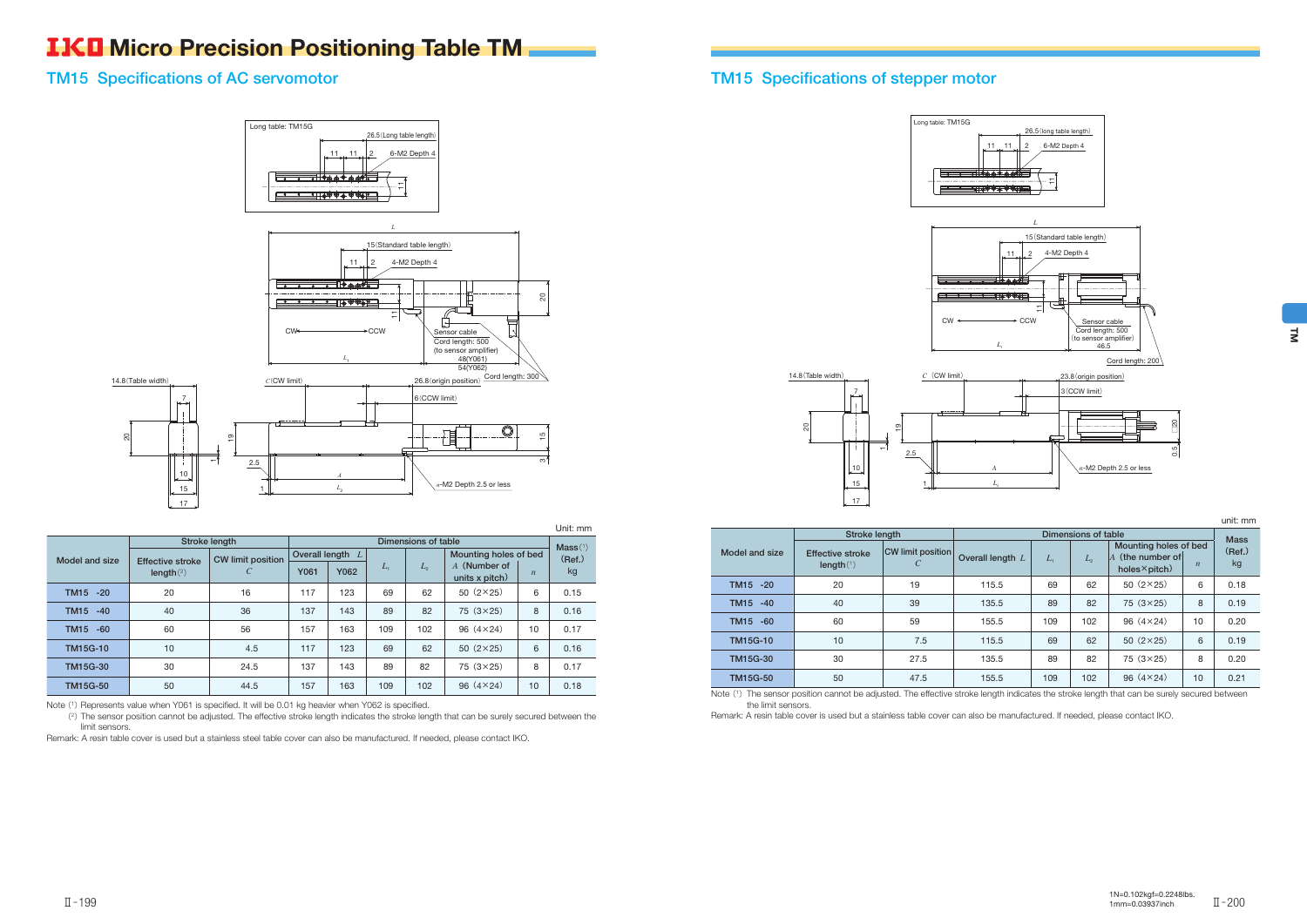# IKO Micro Precision Positioning Table TM

## TM15 Specifications of AC servomotor

Long table: TM15G

26.5 (Long table length)

11 11 2 6-M2 Depth 4

11

L

15 (Standard table length)

11 2 4-M2 Depth 4

20

11

CW CCW

Sensor cable
Cord length: 500
(to sensor amplifier)
48(Y061)
54(Y062)

Cord length: 300

$L_1$

14.8 (Table width)

C (CW limit)

26.8 (origin position)

6 (CCW limit)

7

20

19

15

1

2.5

3

10

15

17

1

A

$L_2$

n-M2 Depth 2.5 or less

Unit: mm

| Model and size | Stroke length | | Dimensions of table | | | | | | Mass[1] (Ref.) kg |
|---|---|---|---|---|---|---|---|---|---|
| | Effective stroke length[2] | CW limit position $C$ | Overall length $L$ | | $L_1$ | $L_2$ | Mounting holes of bed | | |
| | | | Y061 | Y062 | | | $A$ (Number of units x pitch) | $n$ | |
| TM15 -20 | 20 | 16 | 117 | 123 | 69 | 62 | 50 (2×25) | 6 | 0.15 |
| TM15 -40 | 40 | 36 | 137 | 143 | 89 | 82 | 75 (3×25) | 8 | 0.16 |
| TM15 -60 | 60 | 56 | 157 | 163 | 109 | 102 | 96 (4×24) | 10 | 0.17 |
| TM15G-10 | 10 | 4.5 | 117 | 123 | 69 | 62 | 50 (2×25) | 6 | 0.16 |
| TM15G-30 | 30 | 24.5 | 137 | 143 | 89 | 82 | 75 (3×25) | 8 | 0.17 |
| TM15G-50 | 50 | 44.5 | 157 | 163 | 109 | 102 | 96 (4×24) | 10 | 0.18 |

Note [1] Represents value when Y061 is specified. It will be 0.01 kg heavier when Y062 is specified.

[2] The sensor position cannot be adjusted. The effective stroke length indicates the stroke length that can be surely secured between the limit sensors.

Remark: A resin table cover is used but a stainless steel table cover can also be manufactured. If needed, please contact IKO.

## TM15 Specifications of stepper motor

Long table: TM15G

26.5 (long table length)

11 11 2 6-M2 Depth 4

11

L

15 (Standard table length)

11 2 4-M2 Depth 4

11

CW CCW

Sensor cable
Cord length: 500
(to sensor amplifier)
46.5

Cord length: 200

$L_1$

14.8 (Table width)

C (CW limit)

23.8 (origin position)

3 (CCW limit)

7

20

19

□20

1

2.5

0.5

10

15

17

1

A

$L_2$

n-M2 Depth 2.5 or less

unit: mm

| Model and size | Stroke length | | Dimensions of table | | | | | Mass (Ref.) kg |
|---|---|---|---|---|---|---|---|---|
| | Effective stroke length[1] | CW limit position $C$ | Overall length $L$ | $L_1$ | $L_2$ | Mounting holes of bed | | |
| | | | | | | $A$ (the number of holes×pitch) | $n$ | |
| TM15 -20 | 20 | 19 | 115.5 | 69 | 62 | 50 (2×25) | 6 | 0.18 |
| TM15 -40 | 40 | 39 | 135.5 | 89 | 82 | 75 (3×25) | 8 | 0.19 |
| TM15 -60 | 60 | 59 | 155.5 | 109 | 102 | 96 (4×24) | 10 | 0.20 |
| TM15G-10 | 10 | 7.5 | 115.5 | 69 | 62 | 50 (2×25) | 6 | 0.19 |
| TM15G-30 | 30 | 27.5 | 135.5 | 89 | 82 | 75 (3×25) | 8 | 0.20 |
| TM15G-50 | 50 | 47.5 | 155.5 | 109 | 102 | 96 (4×24) | 10 | 0.21 |

Note [1] The sensor position cannot be adjusted. The effective stroke length indicates the stroke length that can be surely secured between the limit sensors.

Remark: A resin table cover is used but a stainless table cover can also be manufactured. If needed, please contact IKO.

1N=0.102kgf=0.2248lbs.
1mm=0.03937inch